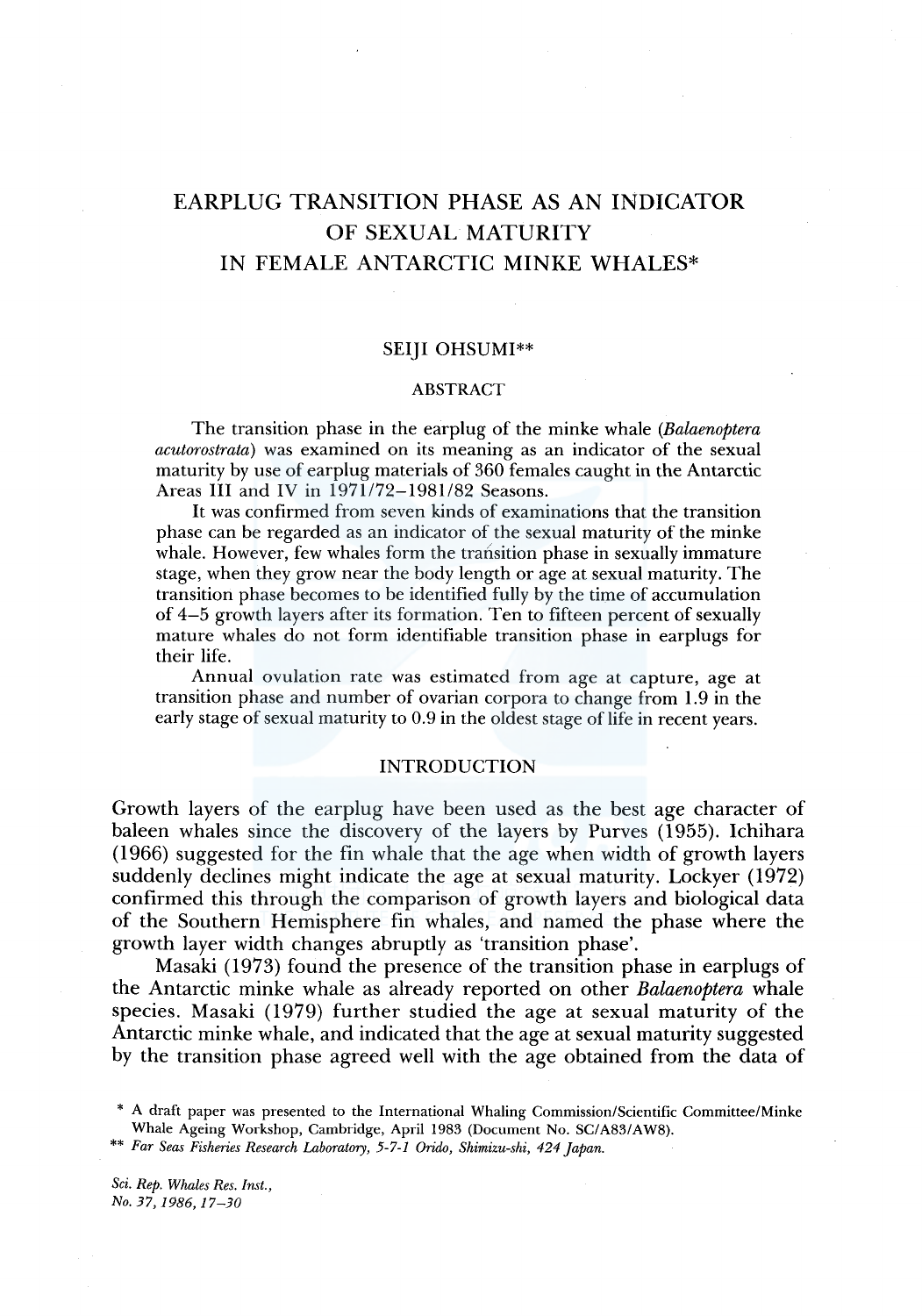# EARPLUG TRANSITION PHASE AS AN INDICATOR OF SEXUAL MATURITY IN FEMALE ANTARCTIC MINKE WHALES*

SEIJI OHSUMI**

## ABSTRACT

The transition phase in the earplug of the minke whale (*Balaenoptera acutorostrata*) was examined on its meaning as an indicator of the sexual maturity by use of earplug materials of 360 females caught in the Antarctic Areas III and IV in 1971/72–1981/82 Seasons.

It was confirmed from seven kinds of examinations that the transition phase can be regarded as an indicator of the sexual maturity of the minke whale. However, few whales form the transition phase in sexually immature stage, when they grow near the body length or age at sexual maturity. The transition phase becomes to be identified fully by the time of accumulation of 4–5 growth layers after its formation. Ten to fifteen percent of sexually mature whales do not form identifiable transition phase in earplugs for their life.

Annual ovulation rate was estimated from age at capture, age at transition phase and number of ovarian corpora to change from 1.9 in the early stage of sexual maturity to 0.9 in the oldest stage of life in recent years.

## INTRODUCTION

Growth layers of the earplug have been used as the best age character of baleen whales since the discovery of the layers by Purves (1955). Ichihara (1966) suggested for the fin whale that the age when width of growth layers suddenly declines might indicate the age at sexual maturity. Lockyer (1972) confirmed this through the comparison of growth layers and biological data of the Southern Hemisphere fin whales, and named the phase where the growth layer width changes abruptly as 'transition phase'.

Masaki (1973) found the presence of the transition phase in earplugs of the Antarctic minke whale as already reported on other *Balaenoptera* whale species. Masaki (1979) further studied the age at sexual maturity of the Antarctic minke whale, and indicated that the age at sexual maturity suggested by the transition phase agreed well with the age obtained from the data of

\* A draft paper was presented to the International Whaling Commission/Scientific Committee/Minke Whale Ageing Workshop, Cambridge, April 1983 (Document No. SC/A83/AW8).

\*\* *Far Seas Fisheries Research Laboratory, 5-7-1 Orido, Shimizu-shi, 424 Japan.*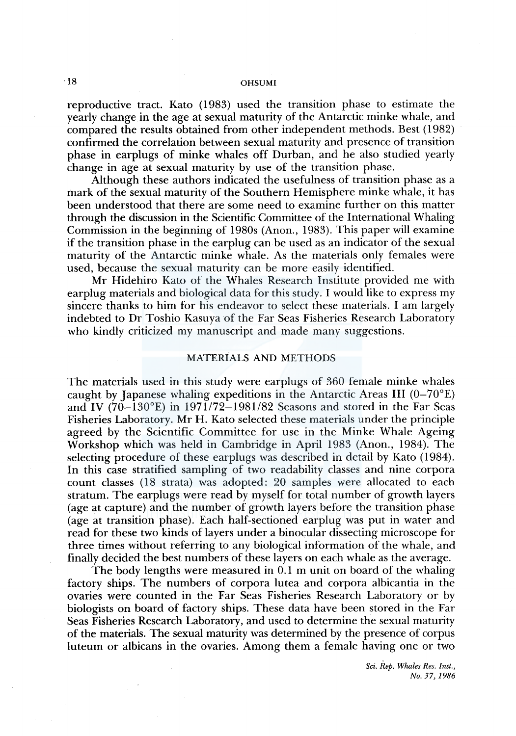reproductive tract. Kato (1983) used the transition phase to estimate the yearly change in the age at sexual maturity of the Antarctic minke whale, and compared the results obtained from other independent methods. Best (1982) confirmed the correlation between sexual maturity and presence of transition phase in earplugs of minke whales off Durban, and he also studied yearly change in age at sexual maturity by use of the transition phase.

Although these authors indicated the usefulness of transition phase as a mark of the sexual maturity of the Southern Hemisphere minke whale, it has been understood that there are some need to examine further on this matter through the discussion in the Scientific Committee of the International Whaling Commission in the beginning of 1980s (Anon., 1983). This paper will examine if the transition phase in the earplug can be used as an indicator of the sexual maturity of the Antarctic minke whale. As the materials only females were used, because the sexual maturity can be more easily identified.

Mr Hidehiro Kato of the Whales Research Institute provided me with earplug materials and biological data for this study. I would like to express my sincere thanks to him for his endeavor to select these materials. I am largely indebted to Dr Toshio Kasuya of the Far Seas Fisheries Research Laboratory who kindly criticized my manuscript and made many suggestions.

## MATERIALS AND METHODS

The materials used in this study were earplugs of 360 female minke whales caught by Japanese whaling expeditions in the Antarctic Areas III (0–70°E) and IV (70–130°E) in 1971/72–1981/82 Seasons and stored in the Far Seas Fisheries Laboratory. Mr H. Kato selected these materials under the principle agreed by the Scientific Committee for use in the Minke Whale Ageing Workshop which was held in Cambridge in April 1983 (Anon., 1984). The selecting procedure of these earplugs was described in detail by Kato (1984). In this case stratified sampling of two readability classes and nine corpora count classes (18 strata) was adopted: 20 samples were allocated to each stratum. The earplugs were read by myself for total number of growth layers (age at capture) and the number of growth layers before the transition phase (age at transition phase). Each half-sectioned earplug was put in water and read for these two kinds of layers under a binocular dissecting microscope for three times without referring to any biological information of the whale, and finally decided the best numbers of these layers on each whale as the average.

The body lengths were measured in 0.1 m unit on board of the whaling factory ships. The numbers of corpora lutea and corpora albicantia in the ovaries were counted in the Far Seas Fisheries Research Laboratory or by biologists on board of factory ships. These data have been stored in the Far Seas Fisheries Research Laboratory, and used to determine the sexual maturity of the materials. The sexual maturity was determined by the presence of corpus luteum or albicans in the ovaries. Among them a female having one or two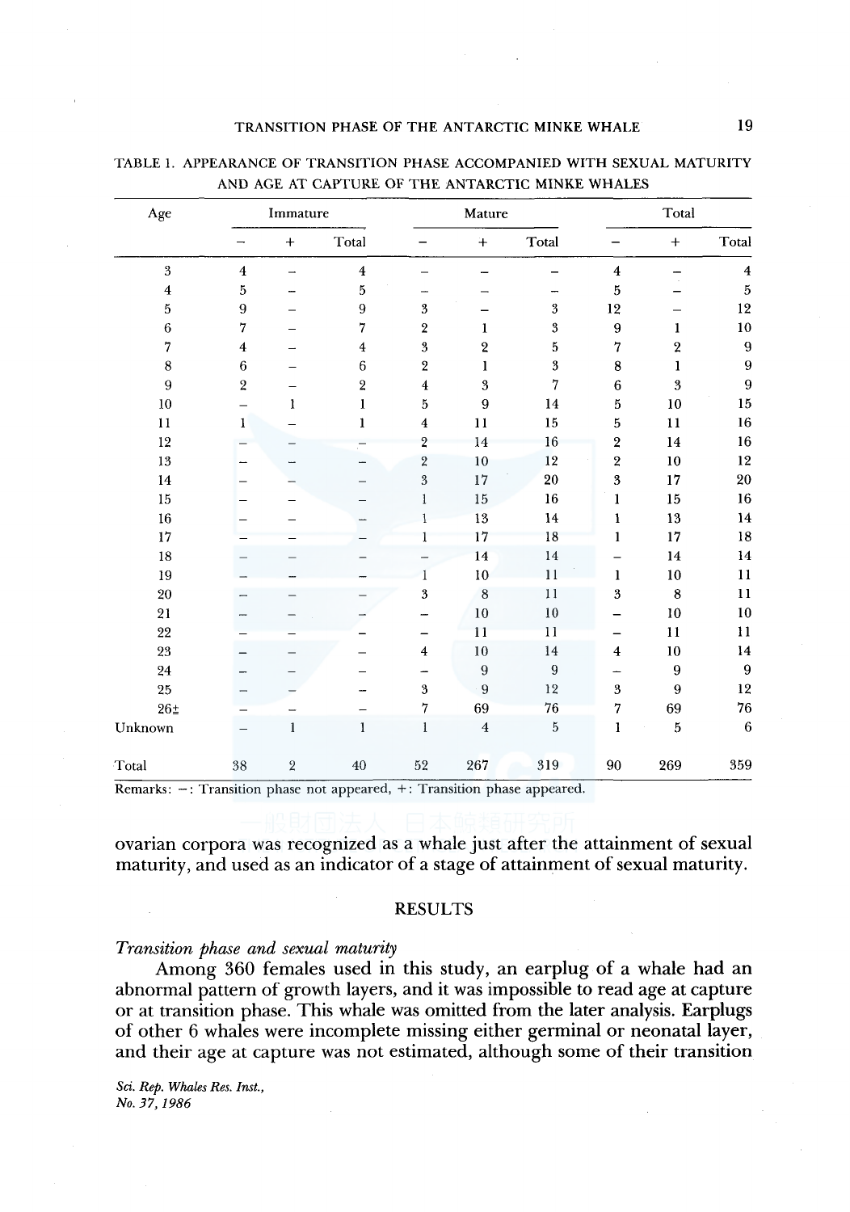TABLE 1. APPEARANCE OF TRANSITION PHASE ACCOMPANIED WITH SEXUAL MATURITY AND AGE AT CAPTURE OF THE ANTARCTIC MINKE WHALES

| Age | Immature | | | Mature | | | Total | | |
|---|---|---|---|---|---|---|---|---|---|
| | – | + | Total | – | + | Total | – | + | Total |
| 3 | 4 | – | 4 | – | – | – | 4 | – | 4 |
| 4 | 5 | – | 5 | – | – | – | 5 | – | 5 |
| 5 | 9 | – | 9 | 3 | – | 3 | 12 | – | 12 |
| 6 | 7 | – | 7 | 2 | 1 | 3 | 9 | 1 | 10 |
| 7 | 4 | – | 4 | 3 | 2 | 5 | 7 | 2 | 9 |
| 8 | 6 | – | 6 | 2 | 1 | 3 | 8 | 1 | 9 |
| 9 | 2 | – | 2 | 4 | 3 | 7 | 6 | 3 | 9 |
| 10 | – | 1 | 1 | 5 | 9 | 14 | 5 | 10 | 15 |
| 11 | 1 | – | 1 | 4 | 11 | 15 | 5 | 11 | 16 |
| 12 | – | – | – | 2 | 14 | 16 | 2 | 14 | 16 |
| 13 | – | – | – | 2 | 10 | 12 | 2 | 10 | 12 |
| 14 | – | – | – | 3 | 17 | 20 | 3 | 17 | 20 |
| 15 | – | – | – | 1 | 15 | 16 | 1 | 15 | 16 |
| 16 | – | – | – | 1 | 13 | 14 | 1 | 13 | 14 |
| 17 | – | – | – | 1 | 17 | 18 | 1 | 17 | 18 |
| 18 | – | – | – | – | 14 | 14 | – | 14 | 14 |
| 19 | – | – | – | 1 | 10 | 11 | 1 | 10 | 11 |
| 20 | – | – | – | 3 | 8 | 11 | 3 | 8 | 11 |
| 21 | – | – | – | – | 10 | 10 | – | 10 | 10 |
| 22 | – | – | – | – | 11 | 11 | – | 11 | 11 |
| 23 | – | – | – | 4 | 10 | 14 | 4 | 10 | 14 |
| 24 | – | – | – | – | 9 | 9 | – | 9 | 9 |
| 25 | – | – | – | 3 | 9 | 12 | 3 | 9 | 12 |
| 26± | – | – | – | 7 | 69 | 76 | 7 | 69 | 76 |
| Unknown | – | 1 | 1 | 1 | 4 | 5 | 1 | 5 | 6 |
| Total | 38 | 2 | 40 | 52 | 267 | 319 | 90 | 269 | 359 |

Remarks: –: Transition phase not appeared, +: Transition phase appeared.

ovarian corpora was recognized as a whale just after the attainment of sexual maturity, and used as an indicator of a stage of attainment of sexual maturity.

## RESULTS

*Transition phase and sexual maturity*

Among 360 females used in this study, an earplug of a whale had an abnormal pattern of growth layers, and it was impossible to read age at capture or at transition phase. This whale was omitted from the later analysis. Earplugs of other 6 whales were incomplete missing either germinal or neonatal layer, and their age at capture was not estimated, although some of their transition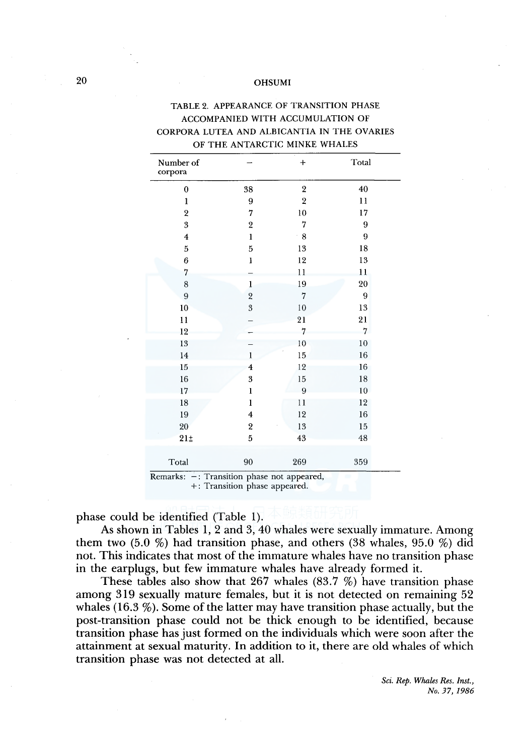TABLE 2. APPEARANCE OF TRANSITION PHASE ACCOMPANIED WITH ACCUMULATION OF CORPORA LUTEA AND ALBICANTIA IN THE OVARIES OF THE ANTARCTIC MINKE WHALES

| Number of corpora | − | + | Total |
|---|---|---|---|
| 0 | 38 | 2 | 40 |
| 1 | 9 | 2 | 11 |
| 2 | 7 | 10 | 17 |
| 3 | 2 | 7 | 9 |
| 4 | 1 | 8 | 9 |
| 5 | 5 | 13 | 18 |
| 6 | 1 | 12 | 13 |
| 7 | – | 11 | 11 |
| 8 | 1 | 19 | 20 |
| 9 | 2 | 7 | 9 |
| 10 | 3 | 10 | 13 |
| 11 | – | 21 | 21 |
| 12 | – | 7 | 7 |
| 13 | – | 10 | 10 |
| 14 | 1 | 15 | 16 |
| 15 | 4 | 12 | 16 |
| 16 | 3 | 15 | 18 |
| 17 | 1 | 9 | 10 |
| 18 | 1 | 11 | 12 |
| 19 | 4 | 12 | 16 |
| 20 | 2 | 13 | 15 |
| 21± | 5 | 43 | 48 |
| Total | 90 | 269 | 359 |

Remarks: −: Transition phase not appeared,
+: Transition phase appeared.

phase could be identified (Table 1).

As shown in Tables 1, 2 and 3, 40 whales were sexually immature. Among them two (5.0 %) had transition phase, and others (38 whales, 95.0 %) did not. This indicates that most of the immature whales have no transition phase in the earplugs, but few immature whales have already formed it.

These tables also show that 267 whales (83.7 %) have transition phase among 319 sexually mature females, but it is not detected on remaining 52 whales (16.3 %). Some of the latter may have transition phase actually, but the post-transition phase could not be thick enough to be identified, because transition phase has just formed on the individuals which were soon after the attainment at sexual maturity. In addition to it, there are old whales of which transition phase was not detected at all.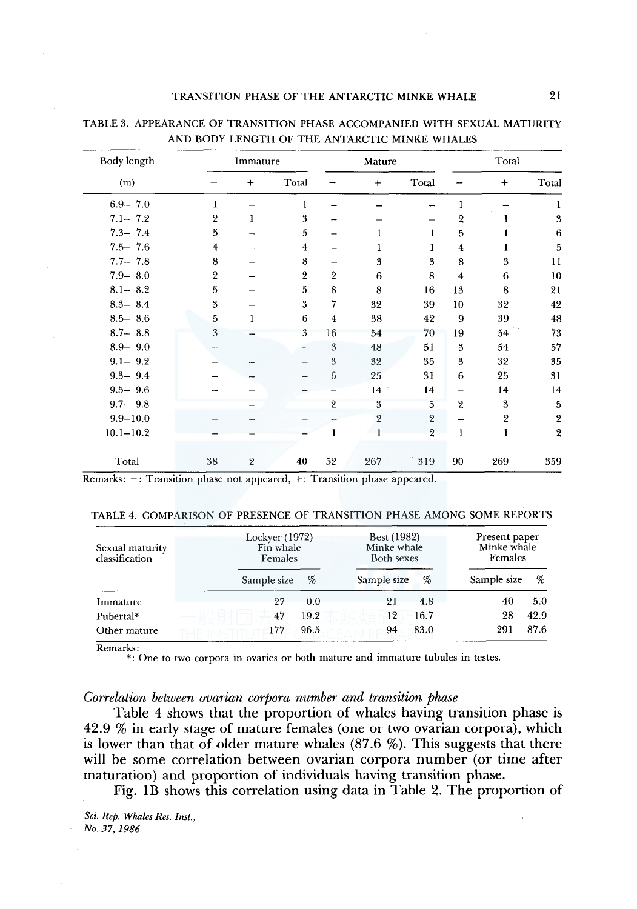TABLE 3. APPEARANCE OF TRANSITION PHASE ACCOMPANIED WITH SEXUAL MATURITY AND BODY LENGTH OF THE ANTARCTIC MINKE WHALES

| Body length (m) | Immature | | | Mature | | | Total | | |
|---|---|---|---|---|---|---|---|---|---|
| | − | + | Total | − | + | Total | − | + | Total |
| 6.9− 7.0 | 1 | − | 1 | − | − | − | 1 | − | 1 |
| 7.1− 7.2 | 2 | 1 | 3 | − | − | − | 2 | 1 | 3 |
| 7.3− 7.4 | 5 | − | 5 | − | 1 | 1 | 5 | 1 | 6 |
| 7.5− 7.6 | 4 | − | 4 | − | 1 | 1 | 4 | 1 | 5 |
| 7.7− 7.8 | 8 | − | 8 | − | 3 | 3 | 8 | 3 | 11 |
| 7.9− 8.0 | 2 | − | 2 | 2 | 6 | 8 | 4 | 6 | 10 |
| 8.1− 8.2 | 5 | − | 5 | 8 | 8 | 16 | 13 | 8 | 21 |
| 8.3− 8.4 | 3 | − | 3 | 7 | 32 | 39 | 10 | 32 | 42 |
| 8.5− 8.6 | 5 | 1 | 6 | 4 | 38 | 42 | 9 | 39 | 48 |
| 8.7− 8.8 | 3 | − | 3 | 16 | 54 | 70 | 19 | 54 | 73 |
| 8.9− 9.0 | − | − | − | 3 | 48 | 51 | 3 | 54 | 57 |
| 9.1− 9.2 | − | − | − | 3 | 32 | 35 | 3 | 32 | 35 |
| 9.3− 9.4 | − | − | − | 6 | 25 | 31 | 6 | 25 | 31 |
| 9.5− 9.6 | − | − | − | − | 14 | 14 | − | 14 | 14 |
| 9.7− 9.8 | − | − | − | 2 | 3 | 5 | 2 | 3 | 5 |
| 9.9−10.0 | − | − | − | − | 2 | 2 | − | 2 | 2 |
| 10.1−10.2 | − | − | − | 1 | 1 | 2 | 1 | 1 | 2 |
| Total | 38 | 2 | 40 | 52 | 267 | 319 | 90 | 269 | 359 |

Remarks: −: Transition phase not appeared, +: Transition phase appeared.

TABLE 4. COMPARISON OF PRESENCE OF TRANSITION PHASE AMONG SOME REPORTS

| Sexual maturity classification | Lockyer (1972) Fin whale Females | | Best (1982) Minke whale Both sexes | | Present paper Minke whale Females | |
|---|---|---|---|---|---|---|
| | Sample size | % | Sample size | % | Sample size | % |
| Immature | 27 | 0.0 | 21 | 4.8 | 40 | 5.0 |
| Pubertal* | 47 | 19.2 | 12 | 16.7 | 28 | 42.9 |
| Other mature | 177 | 96.5 | 94 | 83.0 | 291 | 87.6 |

Remarks:
*: One to two corpora in ovaries or both mature and immature tubules in testes.

*Correlation between ovarian corpora number and transition phase*

Table 4 shows that the proportion of whales having transition phase is 42.9 % in early stage of mature females (one or two ovarian corpora), which is lower than that of older mature whales (87.6 %). This suggests that there will be some correlation between ovarian corpora number (or time after maturation) and proportion of individuals having transition phase.

Fig. 1B shows this correlation using data in Table 2. The proportion of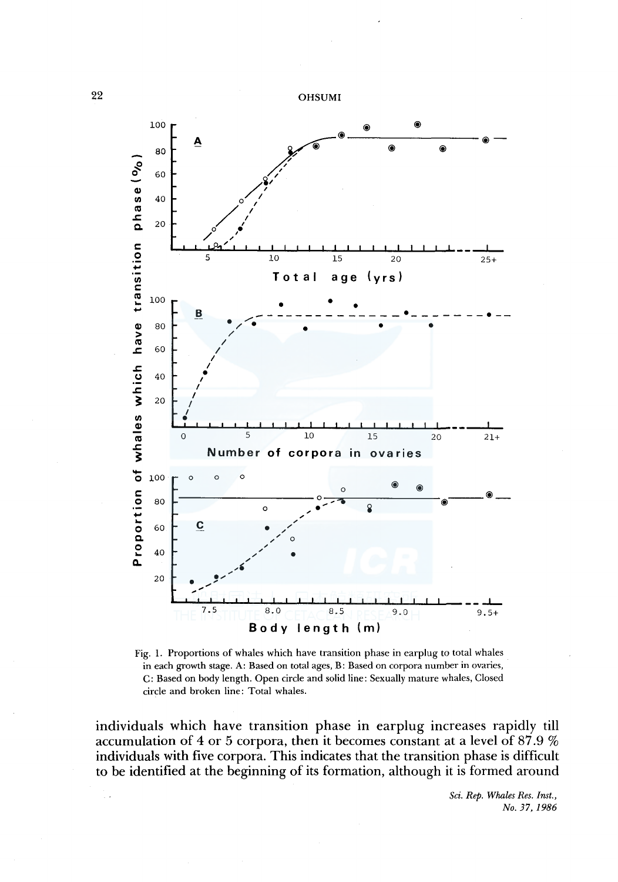Fig. 1. Proportions of whales which have transition phase in earplug to total whales in each growth stage. A: Based on total ages, B: Based on corpora number in ovaries, C: Based on body length. Open circle and solid line: Sexually mature whales, Closed circle and broken line: Total whales.

individuals which have transition phase in earplug increases rapidly till accumulation of 4 or 5 corpora, then it becomes constant at a level of 87.9 % individuals with five corpora. This indicates that the transition phase is difficult to be identified at the beginning of its formation, although it is formed around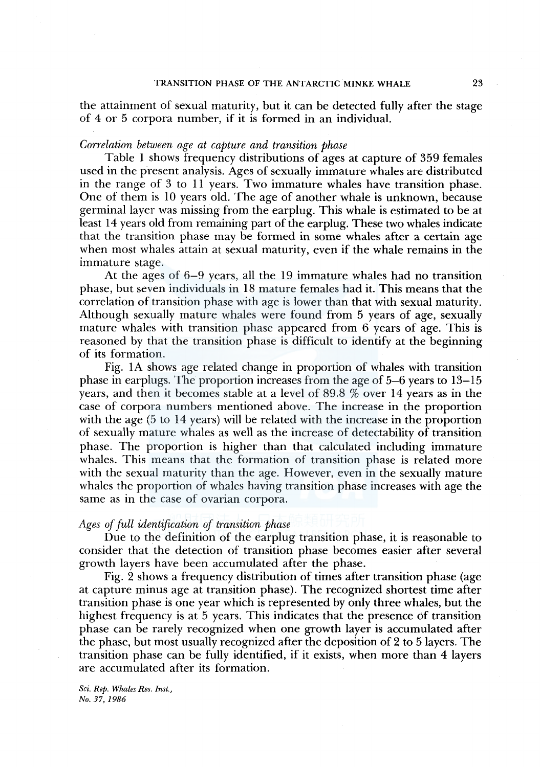the attainment of sexual maturity, but it can be detected fully after the stage of 4 or 5 corpora number, if it is formed in an individual.

*Correlation between age at capture and transition phase*

Table 1 shows frequency distributions of ages at capture of 359 females used in the present analysis. Ages of sexually immature whales are distributed in the range of 3 to 11 years. Two immature whales have transition phase. One of them is 10 years old. The age of another whale is unknown, because germinal layer was missing from the earplug. This whale is estimated to be at least 14 years old from remaining part of the earplug. These two whales indicate that the transition phase may be formed in some whales after a certain age when most whales attain at sexual maturity, even if the whale remains in the immature stage.

At the ages of 6–9 years, all the 19 immature whales had no transition phase, but seven individuals in 18 mature females had it. This means that the correlation of transition phase with age is lower than that with sexual maturity. Although sexually mature whales were found from 5 years of age, sexually mature whales with transition phase appeared from 6 years of age. This is reasoned by that the transition phase is difficult to identify at the beginning of its formation.

Fig. 1A shows age related change in proportion of whales with transition phase in earplugs. The proportion increases from the age of 5–6 years to 13–15 years, and then it becomes stable at a level of 89.8 % over 14 years as in the case of corpora numbers mentioned above. The increase in the proportion with the age (5 to 14 years) will be related with the increase in the proportion of sexually mature whales as well as the increase of detectability of transition phase. The proportion is higher than that calculated including immature whales. This means that the formation of transition phase is related more with the sexual maturity than the age. However, even in the sexually mature whales the proportion of whales having transition phase increases with age the same as in the case of ovarian corpora.

*Ages of full identification of transition phase*

Due to the definition of the earplug transition phase, it is reasonable to consider that the detection of transition phase becomes easier after several growth layers have been accumulated after the phase.

Fig. 2 shows a frequency distribution of times after transition phase (age at capture minus age at transition phase). The recognized shortest time after transition phase is one year which is represented by only three whales, but the highest frequency is at 5 years. This indicates that the presence of transition phase can be rarely recognized when one growth layer is accumulated after the phase, but most usually recognized after the deposition of 2 to 5 layers. The transition phase can be fully identified, if it exists, when more than 4 layers are accumulated after its formation.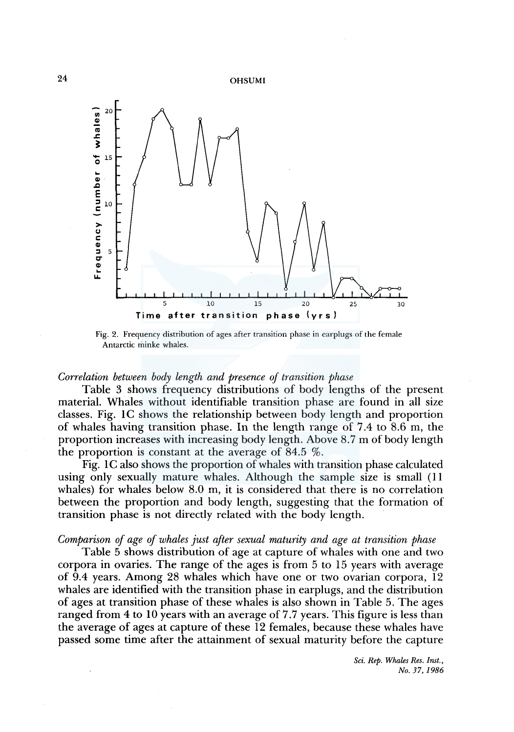Fig. 2. Frequency distribution of ages after transition phase in earplugs of the female Antarctic minke whales.

*Correlation between body length and presence of transition phase*

Table 3 shows frequency distributions of body lengths of the present material. Whales without identifiable transition phase are found in all size classes. Fig. 1C shows the relationship between body length and proportion of whales having transition phase. In the length range of 7.4 to 8.6 m, the proportion increases with increasing body length. Above 8.7 m of body length the proportion is constant at the average of 84.5 %.

Fig. 1C also shows the proportion of whales with transition phase calculated using only sexually mature whales. Although the sample size is small (11 whales) for whales below 8.0 m, it is considered that there is no correlation between the proportion and body length, suggesting that the formation of transition phase is not directly related with the body length.

*Comparison of age of whales just after sexual maturity and age at transition phase*

Table 5 shows distribution of age at capture of whales with one and two corpora in ovaries. The range of the ages is from 5 to 15 years with average of 9.4 years. Among 28 whales which have one or two ovarian corpora, 12 whales are identified with the transition phase in earplugs, and the distribution of ages at transition phase of these whales is also shown in Table 5. The ages ranged from 4 to 10 years with an average of 7.7 years. This figure is less than the average of ages at capture of these 12 females, because these whales have passed some time after the attainment of sexual maturity before the capture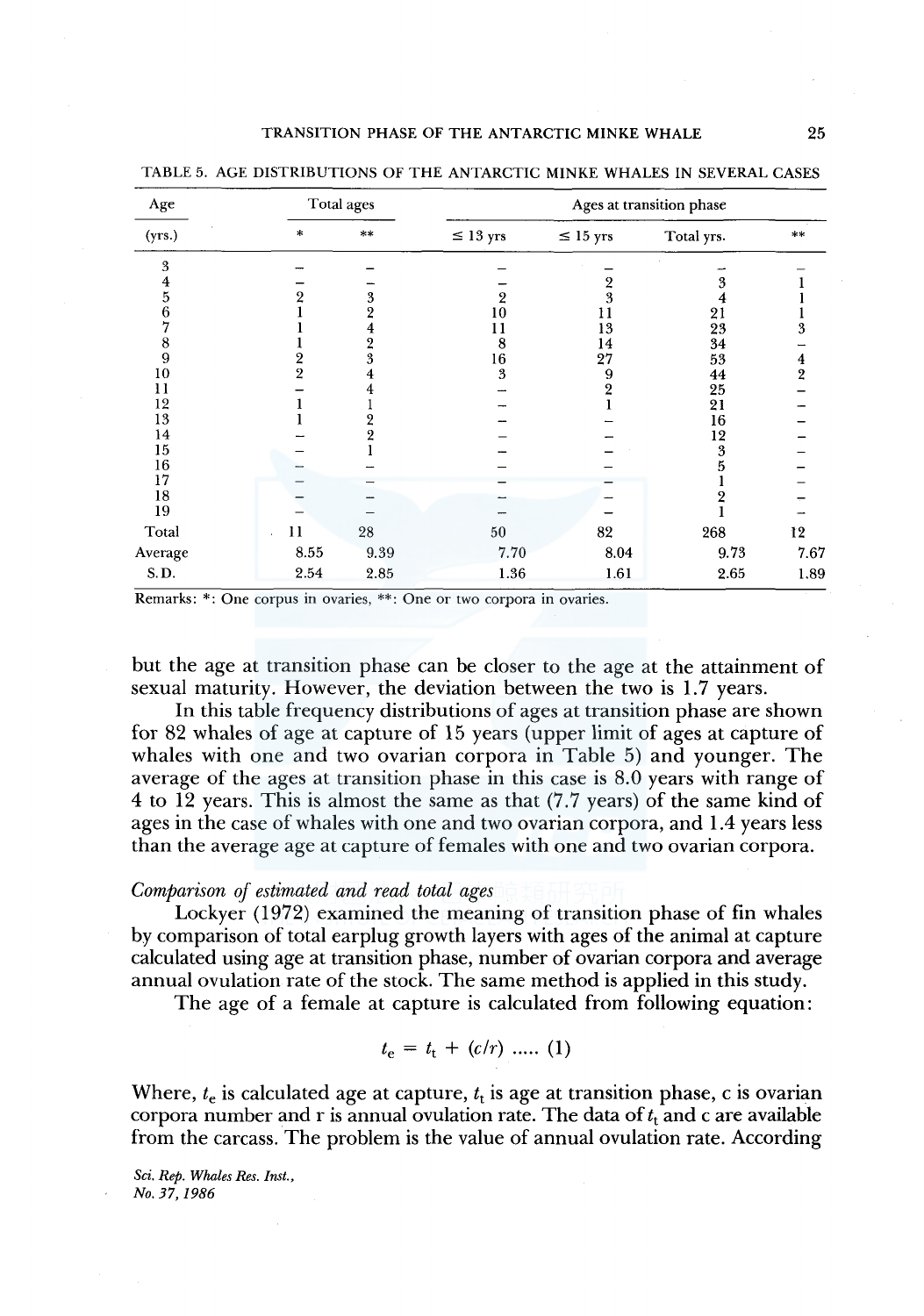TABLE 5. AGE DISTRIBUTIONS OF THE ANTARCTIC MINKE WHALES IN SEVERAL CASES

| Age | Total ages | | Ages at transition phase | | | |
|---|---|---|---|---|---|---|
| (yrs.) | * | ** | ≤ 13 yrs | ≤ 15 yrs | Total yrs. | ** |
| 3 | – | – | – | – | – | – |
| 4 | – | – | – | 2 | 3 | 1 |
| 5 | 2 | 3 | 2 | 3 | 4 | 1 |
| 6 | 1 | 2 | 10 | 11 | 21 | 1 |
| 7 | 1 | 4 | 11 | 13 | 23 | 3 |
| 8 | 1 | 2 | 8 | 14 | 34 | – |
| 9 | 2 | 3 | 16 | 27 | 53 | 4 |
| 10 | 2 | 4 | 3 | 9 | 44 | 2 |
| 11 | – | 4 | – | 2 | 25 | – |
| 12 | 1 | 1 | – | 1 | 21 | – |
| 13 | 1 | 2 | – | – | 16 | – |
| 14 | – | 2 | – | – | 12 | – |
| 15 | – | 1 | – | – | 3 | – |
| 16 | – | – | – | – | 5 | – |
| 17 | – | – | – | – | 1 | – |
| 18 | – | – | – | – | 2 | – |
| 19 | – | – | – | – | 1 | – |
| Total | 11 | 28 | 50 | 82 | 268 | 12 |
| Average | 8.55 | 9.39 | 7.70 | 8.04 | 9.73 | 7.67 |
| S.D. | 2.54 | 2.85 | 1.36 | 1.61 | 2.65 | 1.89 |

Remarks: *: One corpus in ovaries, **: One or two corpora in ovaries.

but the age at transition phase can be closer to the age at the attainment of sexual maturity. However, the deviation between the two is 1.7 years.

In this table frequency distributions of ages at transition phase are shown for 82 whales of age at capture of 15 years (upper limit of ages at capture of whales with one and two ovarian corpora in Table 5) and younger. The average of the ages at transition phase in this case is 8.0 years with range of 4 to 12 years. This is almost the same as that (7.7 years) of the same kind of ages in the case of whales with one and two ovarian corpora, and 1.4 years less than the average age at capture of females with one and two ovarian corpora.

*Comparison of estimated and read total ages*

Lockyer (1972) examined the meaning of transition phase of fin whales by comparison of total earplug growth layers with ages of the animal at capture calculated using age at transition phase, number of ovarian corpora and average annual ovulation rate of the stock. The same method is applied in this study.

The age of a female at capture is calculated from following equation:

$$t_e = t_t + (c/r) \quad ..... \quad (1)$$

Where, $t_e$ is calculated age at capture, $t_t$ is age at transition phase, c is ovarian corpora number and r is annual ovulation rate. The data of $t_t$ and c are available from the carcass. The problem is the value of annual ovulation rate. According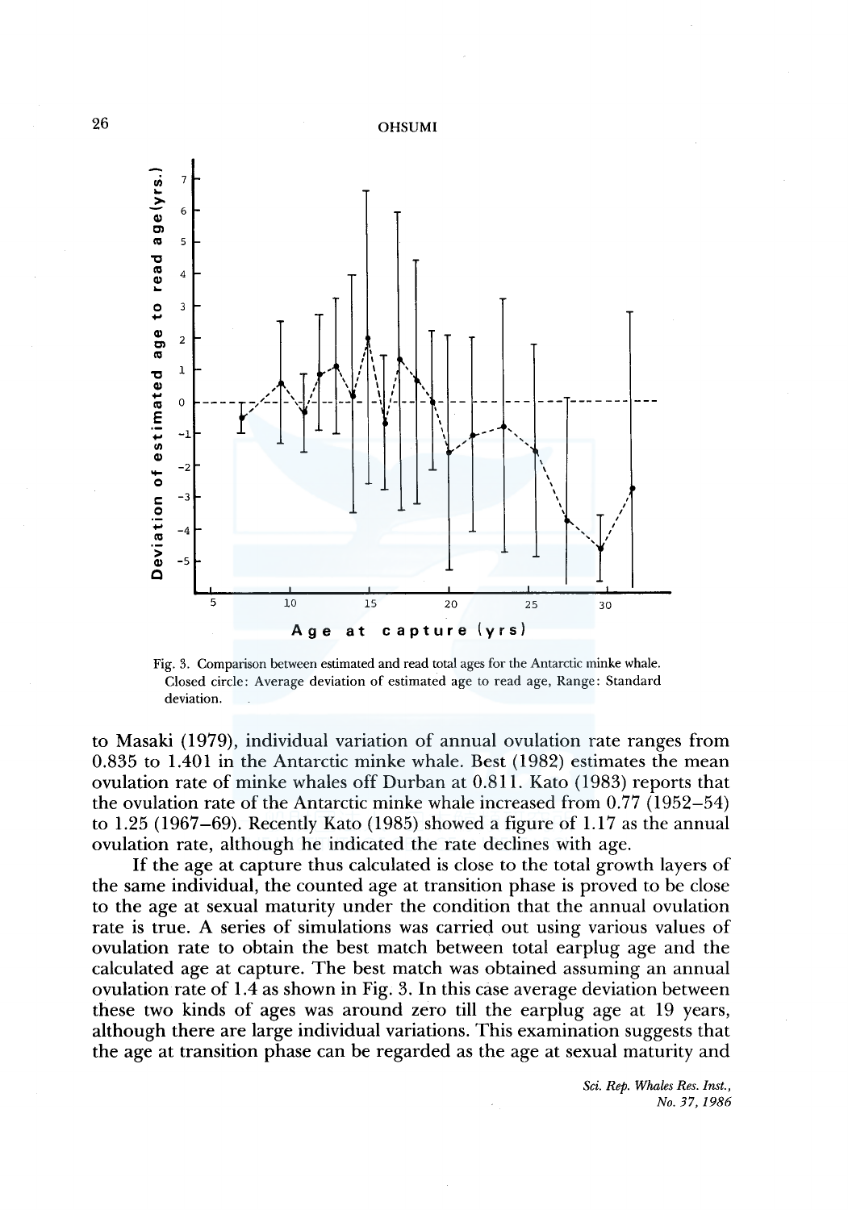Fig. 3. Comparison between estimated and read total ages for the Antarctic minke whale. Closed circle: Average deviation of estimated age to read age, Range: Standard deviation.

to Masaki (1979), individual variation of annual ovulation rate ranges from 0.835 to 1.401 in the Antarctic minke whale. Best (1982) estimates the mean ovulation rate of minke whales off Durban at 0.811. Kato (1983) reports that the ovulation rate of the Antarctic minke whale increased from 0.77 (1952–54) to 1.25 (1967–69). Recently Kato (1985) showed a figure of 1.17 as the annual ovulation rate, although he indicated the rate declines with age.

If the age at capture thus calculated is close to the total growth layers of the same individual, the counted age at transition phase is proved to be close to the age at sexual maturity under the condition that the annual ovulation rate is true. A series of simulations was carried out using various values of ovulation rate to obtain the best match between total earplug age and the calculated age at capture. The best match was obtained assuming an annual ovulation rate of 1.4 as shown in Fig. 3. In this case average deviation between these two kinds of ages was around zero till the earplug age at 19 years, although there are large individual variations. This examination suggests that the age at transition phase can be regarded as the age at sexual maturity and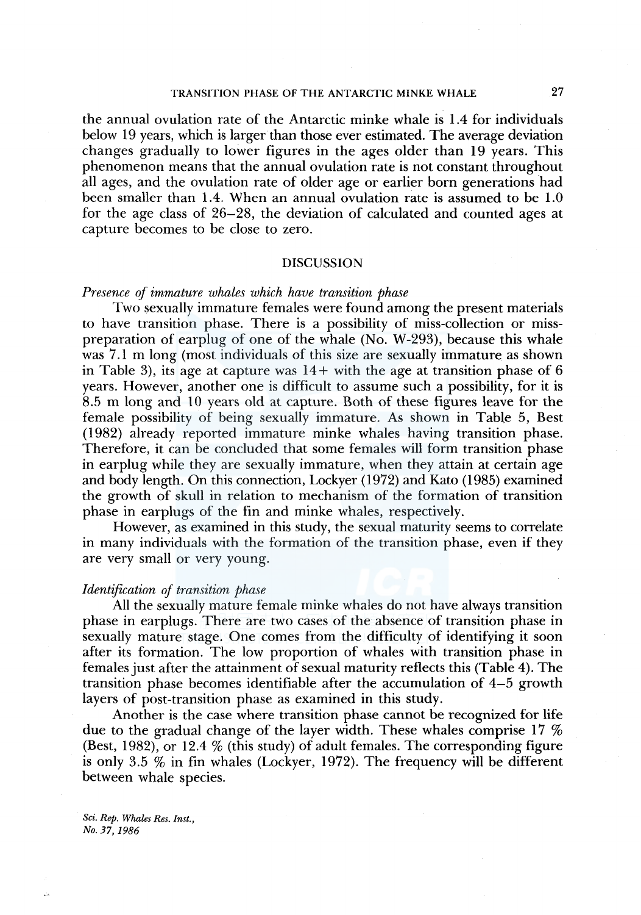the annual ovulation rate of the Antarctic minke whale is 1.4 for individuals below 19 years, which is larger than those ever estimated. The average deviation changes gradually to lower figures in the ages older than 19 years. This phenomenon means that the annual ovulation rate is not constant throughout all ages, and the ovulation rate of older age or earlier born generations had been smaller than 1.4. When an annual ovulation rate is assumed to be 1.0 for the age class of 26–28, the deviation of calculated and counted ages at capture becomes to be close to zero.

## DISCUSSION

*Presence of immature whales which have transition phase*

Two sexually immature females were found among the present materials to have transition phase. There is a possibility of miss-collection or miss-preparation of earplug of one of the whale (No. W-293), because this whale was 7.1 m long (most individuals of this size are sexually immature as shown in Table 3), its age at capture was 14+ with the age at transition phase of 6 years. However, another one is difficult to assume such a possibility, for it is 8.5 m long and 10 years old at capture. Both of these figures leave for the female possibility of being sexually immature. As shown in Table 5, Best (1982) already reported immature minke whales having transition phase. Therefore, it can be concluded that some females will form transition phase in earplug while they are sexually immature, when they attain at certain age and body length. On this connection, Lockyer (1972) and Kato (1985) examined the growth of skull in relation to mechanism of the formation of transition phase in earplugs of the fin and minke whales, respectively.

However, as examined in this study, the sexual maturity seems to correlate in many individuals with the formation of the transition phase, even if they are very small or very young.

*Identification of transition phase*

All the sexually mature female minke whales do not have always transition phase in earplugs. There are two cases of the absence of transition phase in sexually mature stage. One comes from the difficulty of identifying it soon after its formation. The low proportion of whales with transition phase in females just after the attainment of sexual maturity reflects this (Table 4). The transition phase becomes identifiable after the accumulation of 4–5 growth layers of post-transition phase as examined in this study.

Another is the case where transition phase cannot be recognized for life due to the gradual change of the layer width. These whales comprise 17 % (Best, 1982), or 12.4 % (this study) of adult females. The corresponding figure is only 3.5 % in fin whales (Lockyer, 1972). The frequency will be different between whale species.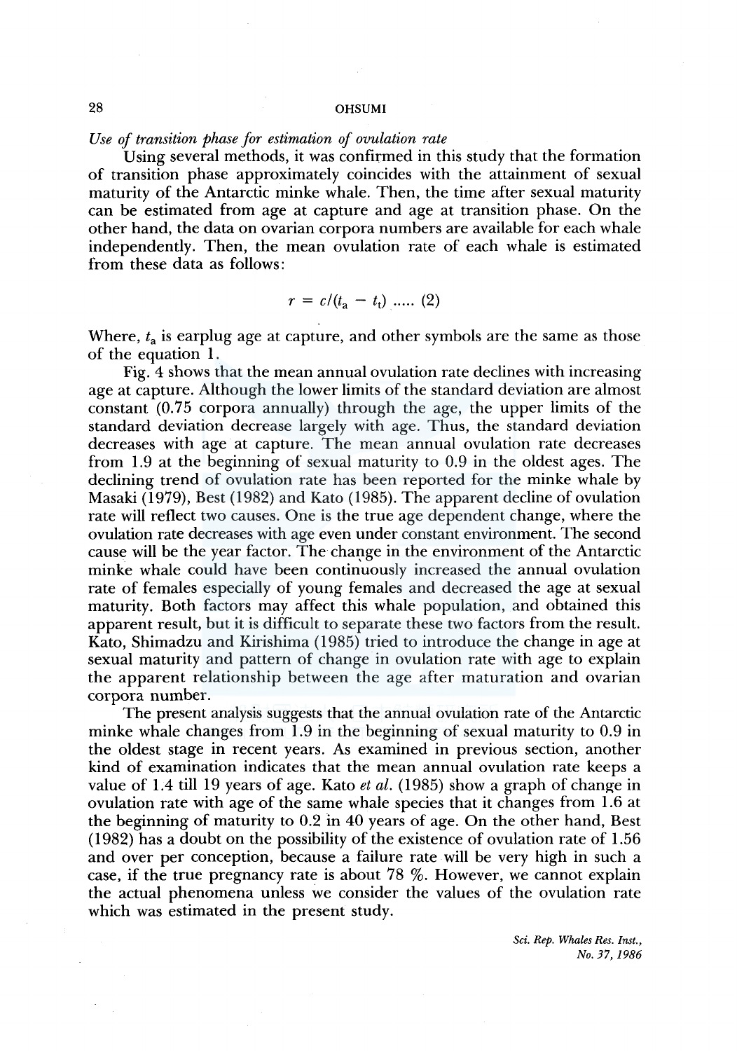*Use of transition phase for estimation of ovulation rate*

Using several methods, it was confirmed in this study that the formation of transition phase approximately coincides with the attainment of sexual maturity of the Antarctic minke whale. Then, the time after sexual maturity can be estimated from age at capture and age at transition phase. On the other hand, the data on ovarian corpora numbers are available for each whale independently. Then, the mean ovulation rate of each whale is estimated from these data as follows:

$$r = c/(t_a - t_t) \text{ ..... (2)}$$

Where, $t_a$ is earplug age at capture, and other symbols are the same as those of the equation 1.

Fig. 4 shows that the mean annual ovulation rate declines with increasing age at capture. Although the lower limits of the standard deviation are almost constant (0.75 corpora annually) through the age, the upper limits of the standard deviation decrease largely with age. Thus, the standard deviation decreases with age at capture. The mean annual ovulation rate decreases from 1.9 at the beginning of sexual maturity to 0.9 in the oldest ages. The declining trend of ovulation rate has been reported for the minke whale by Masaki (1979), Best (1982) and Kato (1985). The apparent decline of ovulation rate will reflect two causes. One is the true age dependent change, where the ovulation rate decreases with age even under constant environment. The second cause will be the year factor. The change in the environment of the Antarctic minke whale could have been continuously increased the annual ovulation rate of females especially of young females and decreased the age at sexual maturity. Both factors may affect this whale population, and obtained this apparent result, but it is difficult to separate these two factors from the result. Kato, Shimadzu and Kirishima (1985) tried to introduce the change in age at sexual maturity and pattern of change in ovulation rate with age to explain the apparent relationship between the age after maturation and ovarian corpora number.

The present analysis suggests that the annual ovulation rate of the Antarctic minke whale changes from 1.9 in the beginning of sexual maturity to 0.9 in the oldest stage in recent years. As examined in previous section, another kind of examination indicates that the mean annual ovulation rate keeps a value of 1.4 till 19 years of age. Kato *et al.* (1985) show a graph of change in ovulation rate with age of the same whale species that it changes from 1.6 at the beginning of maturity to 0.2 in 40 years of age. On the other hand, Best (1982) has a doubt on the possibility of the existence of ovulation rate of 1.56 and over per conception, because a failure rate will be very high in such a case, if the true pregnancy rate is about 78 %. However, we cannot explain the actual phenomena unless we consider the values of the ovulation rate which was estimated in the present study.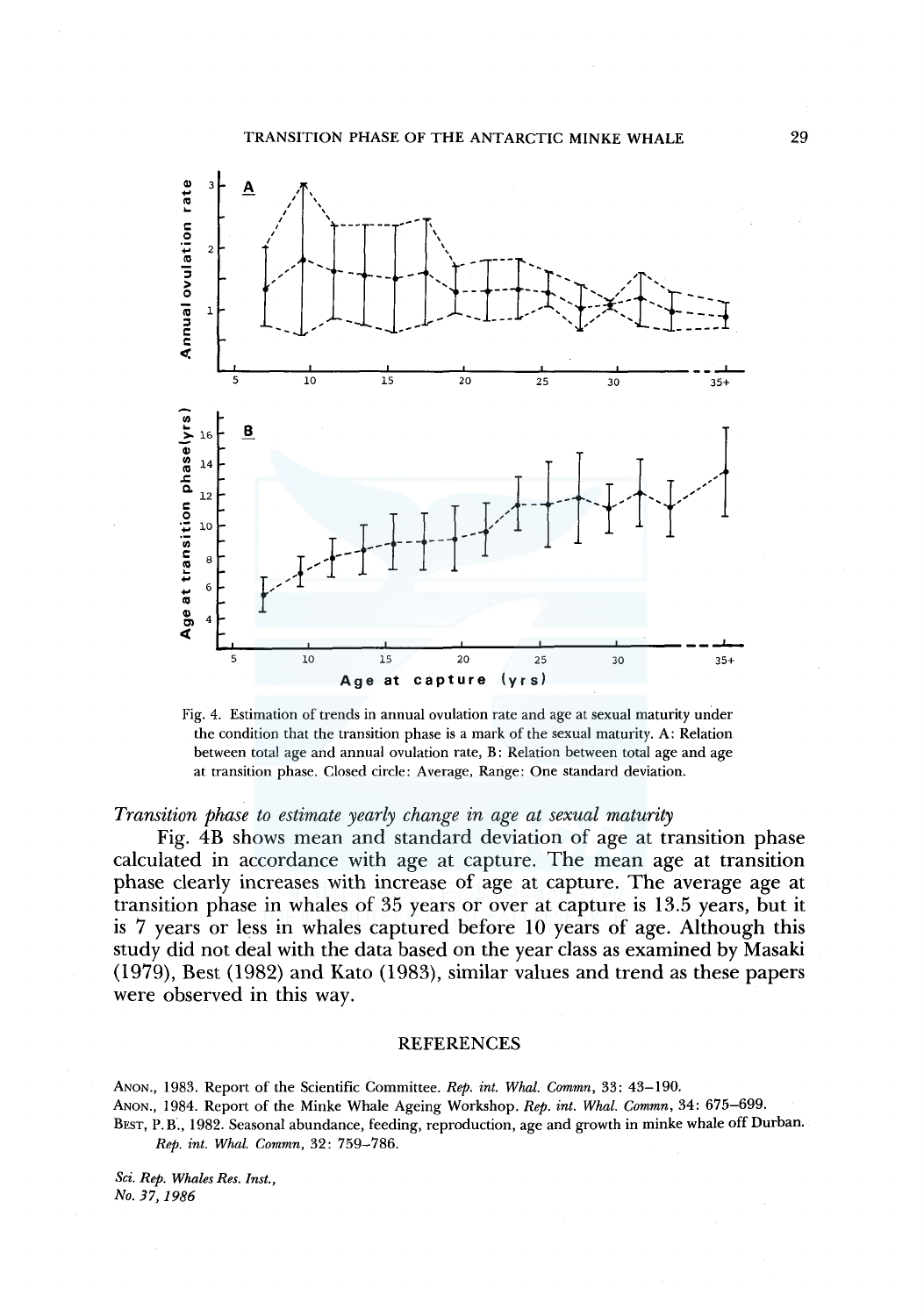Fig. 4. Estimation of trends in annual ovulation rate and age at sexual maturity under the condition that the transition phase is a mark of the sexual maturity. A: Relation between total age and annual ovulation rate, B: Relation between total age and age at transition phase. Closed circle: Average, Range: One standard deviation.

*Transition phase to estimate yearly change in age at sexual maturity*

Fig. 4B shows mean and standard deviation of age at transition phase calculated in accordance with age at capture. The mean age at transition phase clearly increases with increase of age at capture. The average age at transition phase in whales of 35 years or over at capture is 13.5 years, but it is 7 years or less in whales captured before 10 years of age. Although this study did not deal with the data based on the year class as examined by Masaki (1979), Best (1982) and Kato (1983), similar values and trend as these papers were observed in this way.

## REFERENCES

ANON., 1983. Report of the Scientific Committee. *Rep. int. Whal. Commn*, 33: 43–190.

ANON., 1984. Report of the Minke Whale Ageing Workshop. *Rep. int. Whal. Commn*, 34: 675–699.

BEST, P.B., 1982. Seasonal abundance, feeding, reproduction, age and growth in minke whale off Durban. *Rep. int. Whal. Commn*, 32: 759–786.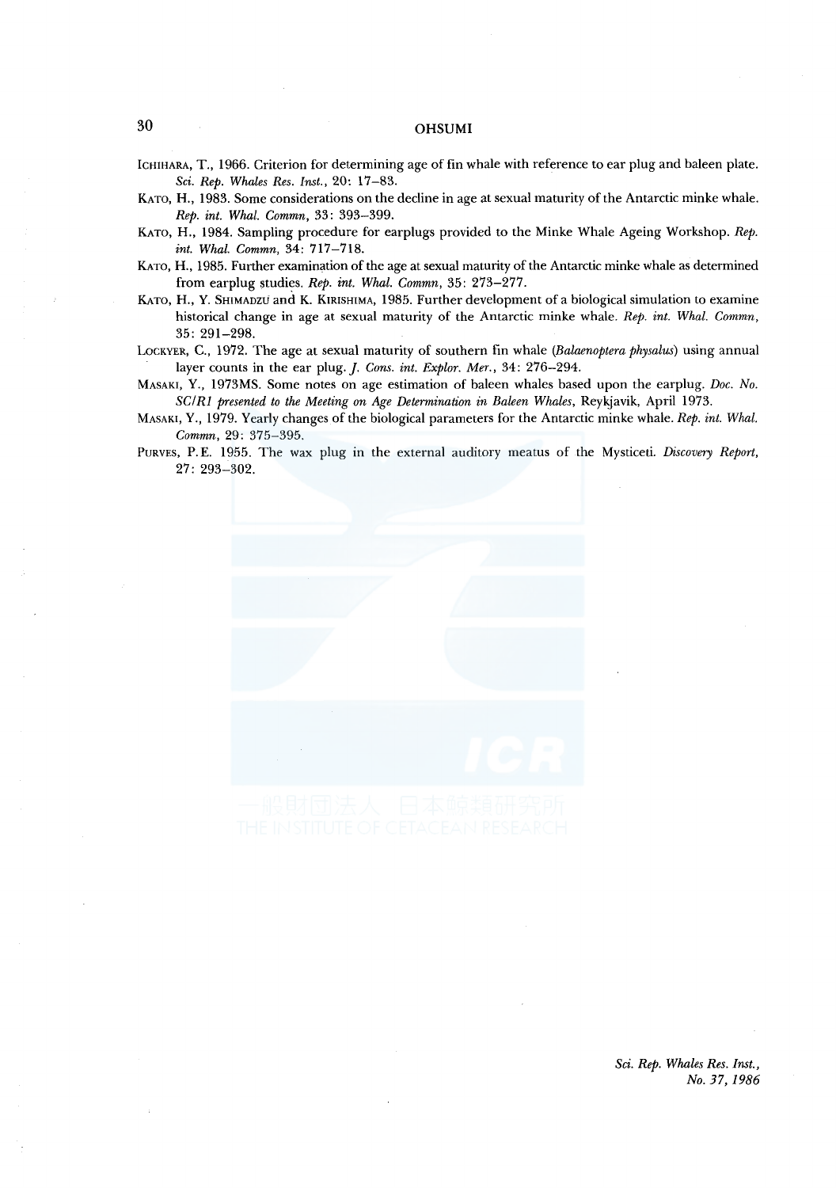ICHIHARA, T., 1966. Criterion for determining age of fin whale with reference to ear plug and baleen plate. *Sci. Rep. Whales Res. Inst.*, 20: 17–83.

KATO, H., 1983. Some considerations on the decline in age at sexual maturity of the Antarctic minke whale. *Rep. int. Whal. Commn*, 33: 393–399.

KATO, H., 1984. Sampling procedure for earplugs provided to the Minke Whale Ageing Workshop. *Rep. int. Whal. Commn*, 34: 717–718.

KATO, H., 1985. Further examination of the age at sexual maturity of the Antarctic minke whale as determined from earplug studies. *Rep. int. Whal. Commn*, 35: 273–277.

KATO, H., Y. SHIMADZU and K. KIRISHIMA, 1985. Further development of a biological simulation to examine historical change in age at sexual maturity of the Antarctic minke whale. *Rep. int. Whal. Commn*, 35: 291–298.

LOCKYER, C., 1972. The age at sexual maturity of southern fin whale (*Balaenoptera physalus*) using annual layer counts in the ear plug. *J. Cons. int. Explor. Mer.*, 34: 276–294.

MASAKI, Y., 1973MS. Some notes on age estimation of baleen whales based upon the earplug. *Doc. No. SC/R1 presented to the Meeting on Age Determination in Baleen Whales*, Reykjavik, April 1973.

MASAKI, Y., 1979. Yearly changes of the biological parameters for the Antarctic minke whale. *Rep. int. Whal. Commn*, 29: 375–395.

PURVES, P.E. 1955. The wax plug in the external auditory meatus of the Mysticeti. *Discovery Report*, 27: 293–302.